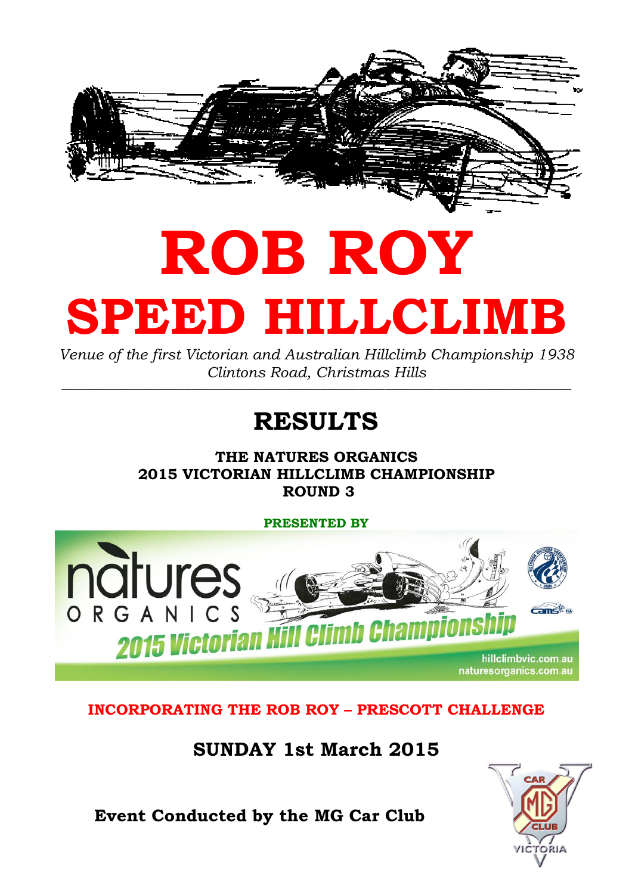# ROB ROY

# SPEED HILLCLIMB

*Venue of the first Victorian and Australian Hillclimb Championship 1938*
*Clintons Road, Christmas Hills*

---

## RESULTS

**THE NATURES ORGANICS**
**2015 VICTORIAN HILLCLIMB CHAMPIONSHIP**
**ROUND 3**

**PRESENTED BY**

**INCORPORATING THE ROB ROY – PRESCOTT CHALLENGE**

**SUNDAY 1st March 2015**

**Event Conducted by the MG Car Club**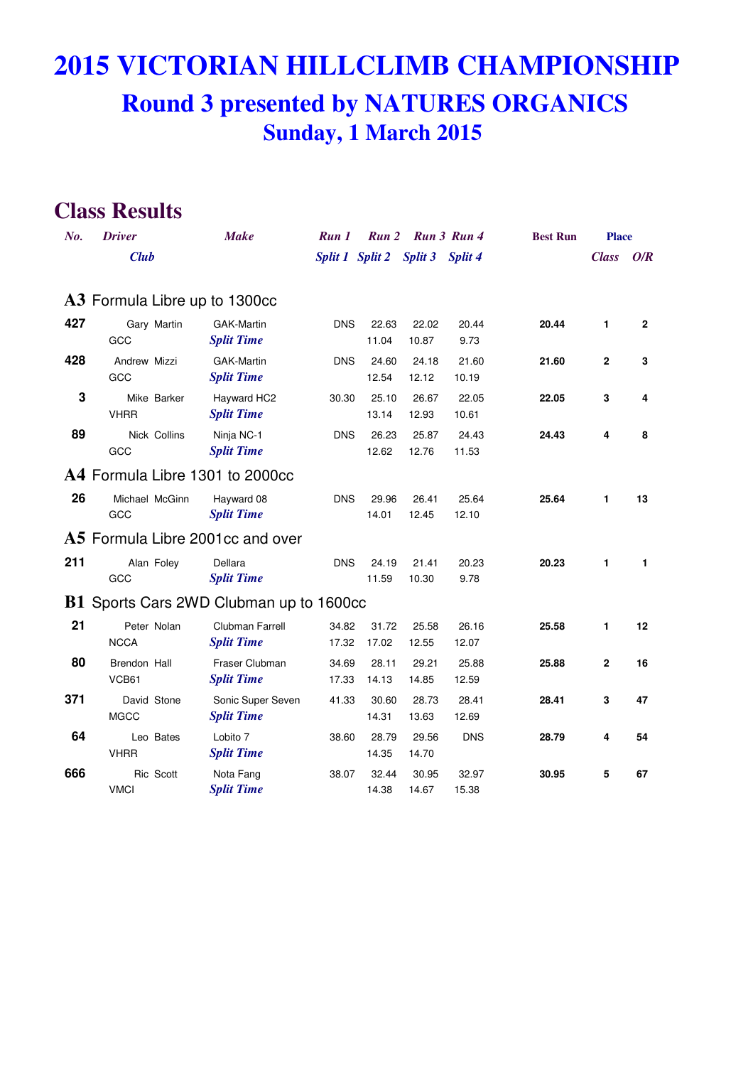# 2015 VICTORIAN HILLCLIMB CHAMPIONSHIP

## Round 3 presented by NATURES ORGANICS

### Sunday, 1 March 2015

## Class Results

| No. | Driver / Club | Make | Run 1 / Split 1 | Run 2 / Split 2 | Run 3 / Split 3 | Run 4 / Split 4 | Best Run | Place Class | Place O/R |
|---|---|---|---|---|---|---|---|---|---|
| **A3** | **Formula Libre up to 1300cc** | | | | | | | | |
| **427** | Gary Martin | GAK-Martin | DNS | 22.63 | 22.02 | 20.44 | **20.44** | **1** | **2** |
| | GCC | *Split Time* | | 11.04 | 10.87 | 9.73 | | | |
| **428** | Andrew Mizzi | GAK-Martin | DNS | 24.60 | 24.18 | 21.60 | **21.60** | **2** | **3** |
| | GCC | *Split Time* | | 12.54 | 12.12 | 10.19 | | | |
| **3** | Mike Barker | Hayward HC2 | 30.30 | 25.10 | 26.67 | 22.05 | **22.05** | **3** | **4** |
| | VHRR | *Split Time* | | 13.14 | 12.93 | 10.61 | | | |
| **89** | Nick Collins | Ninja NC-1 | DNS | 26.23 | 25.87 | 24.43 | **24.43** | **4** | **8** |
| | GCC | *Split Time* | | 12.62 | 12.76 | 11.53 | | | |
| **A4** | **Formula Libre 1301 to 2000cc** | | | | | | | | |
| **26** | Michael McGinn | Hayward 08 | DNS | 29.96 | 26.41 | 25.64 | **25.64** | **1** | **13** |
| | GCC | *Split Time* | | 14.01 | 12.45 | 12.10 | | | |
| **A5** | **Formula Libre 2001cc and over** | | | | | | | | |
| **211** | Alan Foley | Dellara | DNS | 24.19 | 21.41 | 20.23 | **20.23** | **1** | **1** |
| | GCC | *Split Time* | | 11.59 | 10.30 | 9.78 | | | |
| **B1** | **Sports Cars 2WD Clubman up to 1600cc** | | | | | | | | |
| **21** | Peter Nolan | Clubman Farrell | 34.82 | 31.72 | 25.58 | 26.16 | **25.58** | **1** | **12** |
| | NCCA | *Split Time* | 17.32 | 17.02 | 12.55 | 12.07 | | | |
| **80** | Brendon Hall | Fraser Clubman | 34.69 | 28.11 | 29.21 | 25.88 | **25.88** | **2** | **16** |
| | VCB61 | *Split Time* | 17.33 | 14.13 | 14.85 | 12.59 | | | |
| **371** | David Stone | Sonic Super Seven | 41.33 | 30.60 | 28.73 | 28.41 | **28.41** | **3** | **47** |
| | MGCC | *Split Time* | | 14.31 | 13.63 | 12.69 | | | |
| **64** | Leo Bates | Lobito 7 | 38.60 | 28.79 | 29.56 | DNS | **28.79** | **4** | **54** |
| | VHRR | *Split Time* | | 14.35 | 14.70 | | | | |
| **666** | Ric Scott | Nota Fang | 38.07 | 32.44 | 30.95 | 32.97 | **30.95** | **5** | **67** |
| | VMCI | *Split Time* | | 14.38 | 14.67 | 15.38 | | | |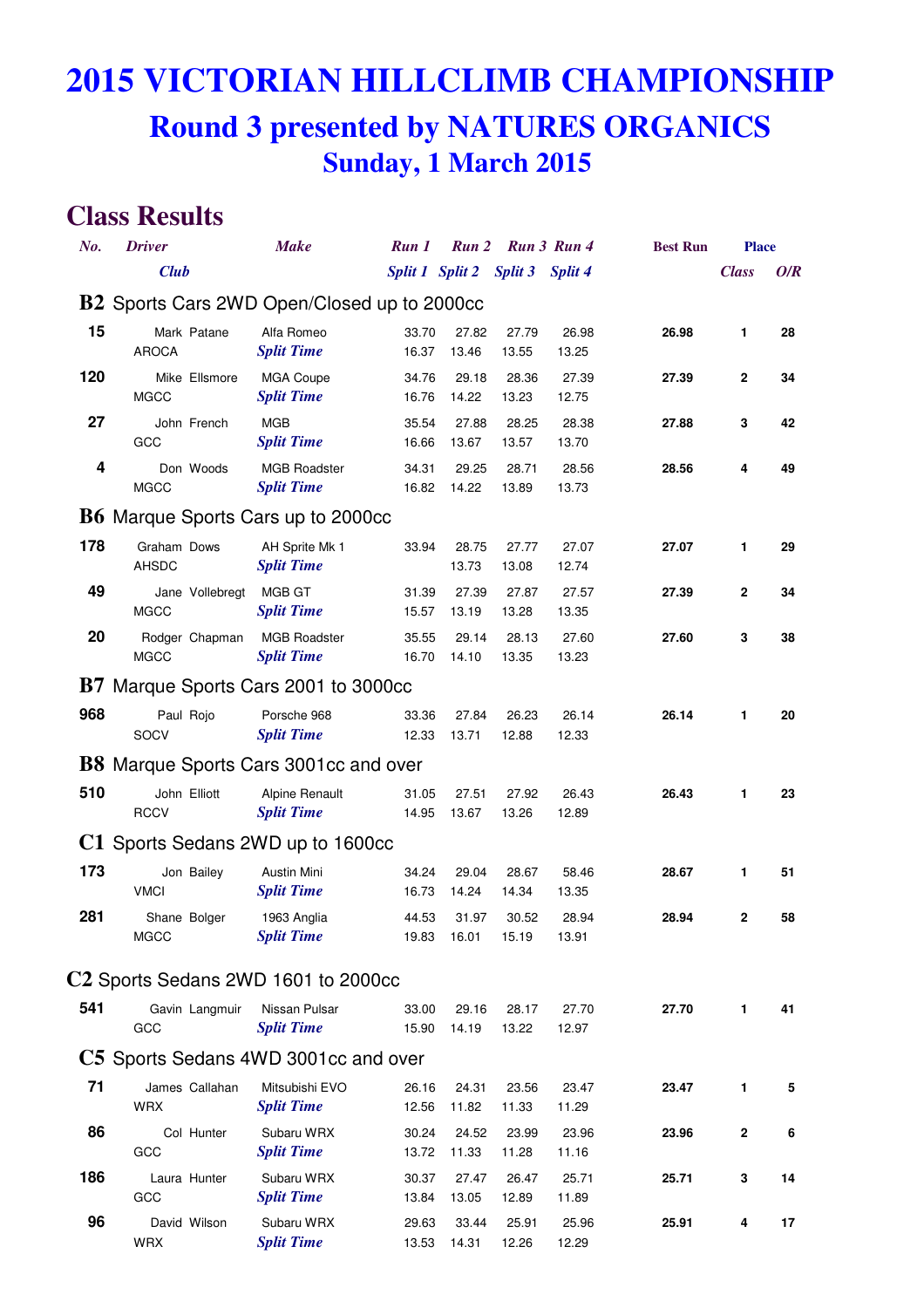# 2015 VICTORIAN HILLCLIMB CHAMPIONSHIP

## Round 3 presented by NATURES ORGANICS

### Sunday, 1 March 2015

## Class Results

| No. | Driver / Club | Make | Run 1 / Split 1 | Run 2 / Split 2 | Run 3 / Split 3 | Run 4 / Split 4 | Best Run | Place Class | Place O/R |
|---|---|---|---|---|---|---|---|---|---|
| **B2** | **Sports Cars 2WD Open/Closed up to 2000cc** | | | | | | | | |
| 15 | Mark Patane | Alfa Romeo | 33.70 | 27.82 | 27.79 | 26.98 | 26.98 | 1 | 28 |
| | AROCA | *Split Time* | 16.37 | 13.46 | 13.55 | 13.25 | | | |
| 120 | Mike Ellsmore | MGA Coupe | 34.76 | 29.18 | 28.36 | 27.39 | 27.39 | 2 | 34 |
| | MGCC | *Split Time* | 16.76 | 14.22 | 13.23 | 12.75 | | | |
| 27 | John French | MGB | 35.54 | 27.88 | 28.25 | 28.38 | 27.88 | 3 | 42 |
| | GCC | *Split Time* | 16.66 | 13.67 | 13.57 | 13.70 | | | |
| 4 | Don Woods | MGB Roadster | 34.31 | 29.25 | 28.71 | 28.56 | 28.56 | 4 | 49 |
| | MGCC | *Split Time* | 16.82 | 14.22 | 13.89 | 13.73 | | | |
| **B6** | **Marque Sports Cars up to 2000cc** | | | | | | | | |
| 178 | Graham Dows | AH Sprite Mk 1 | 33.94 | 28.75 | 27.77 | 27.07 | 27.07 | 1 | 29 |
| | AHSDC | *Split Time* | | 13.73 | 13.08 | 12.74 | | | |
| 49 | Jane Vollebregt | MGB GT | 31.39 | 27.39 | 27.87 | 27.57 | 27.39 | 2 | 34 |
| | MGCC | *Split Time* | 15.57 | 13.19 | 13.28 | 13.35 | | | |
| 20 | Rodger Chapman | MGB Roadster | 35.55 | 29.14 | 28.13 | 27.60 | 27.60 | 3 | 38 |
| | MGCC | *Split Time* | 16.70 | 14.10 | 13.35 | 13.23 | | | |
| **B7** | **Marque Sports Cars 2001 to 3000cc** | | | | | | | | |
| 968 | Paul Rojo | Porsche 968 | 33.36 | 27.84 | 26.23 | 26.14 | 26.14 | 1 | 20 |
| | SOCV | *Split Time* | 12.33 | 13.71 | 12.88 | 12.33 | | | |
| **B8** | **Marque Sports Cars 3001cc and over** | | | | | | | | |
| 510 | John Elliott | Alpine Renault | 31.05 | 27.51 | 27.92 | 26.43 | 26.43 | 1 | 23 |
| | RCCV | *Split Time* | 14.95 | 13.67 | 13.26 | 12.89 | | | |
| **C1** | **Sports Sedans 2WD up to 1600cc** | | | | | | | | |
| 173 | Jon Bailey | Austin Mini | 34.24 | 29.04 | 28.67 | 58.46 | 28.67 | 1 | 51 |
| | VMCI | *Split Time* | 16.73 | 14.24 | 14.34 | 13.35 | | | |
| 281 | Shane Bolger | 1963 Anglia | 44.53 | 31.97 | 30.52 | 28.94 | 28.94 | 2 | 58 |
| | MGCC | *Split Time* | 19.83 | 16.01 | 15.19 | 13.91 | | | |
| **C2** | **Sports Sedans 2WD 1601 to 2000cc** | | | | | | | | |
| 541 | Gavin Langmuir | Nissan Pulsar | 33.00 | 29.16 | 28.17 | 27.70 | 27.70 | 1 | 41 |
| | GCC | *Split Time* | 15.90 | 14.19 | 13.22 | 12.97 | | | |
| **C5** | **Sports Sedans 4WD 3001cc and over** | | | | | | | | |
| 71 | James Callahan | Mitsubishi EVO | 26.16 | 24.31 | 23.56 | 23.47 | 23.47 | 1 | 5 |
| | WRX | *Split Time* | 12.56 | 11.82 | 11.33 | 11.29 | | | |
| 86 | Col Hunter | Subaru WRX | 30.24 | 24.52 | 23.99 | 23.96 | 23.96 | 2 | 6 |
| | GCC | *Split Time* | 13.72 | 11.33 | 11.28 | 11.16 | | | |
| 186 | Laura Hunter | Subaru WRX | 30.37 | 27.47 | 26.47 | 25.71 | 25.71 | 3 | 14 |
| | GCC | *Split Time* | 13.84 | 13.05 | 12.89 | 11.89 | | | |
| 96 | David Wilson | Subaru WRX | 29.63 | 33.44 | 25.91 | 25.96 | 25.91 | 4 | 17 |
| | WRX | *Split Time* | 13.53 | 14.31 | 12.26 | 12.29 | | | |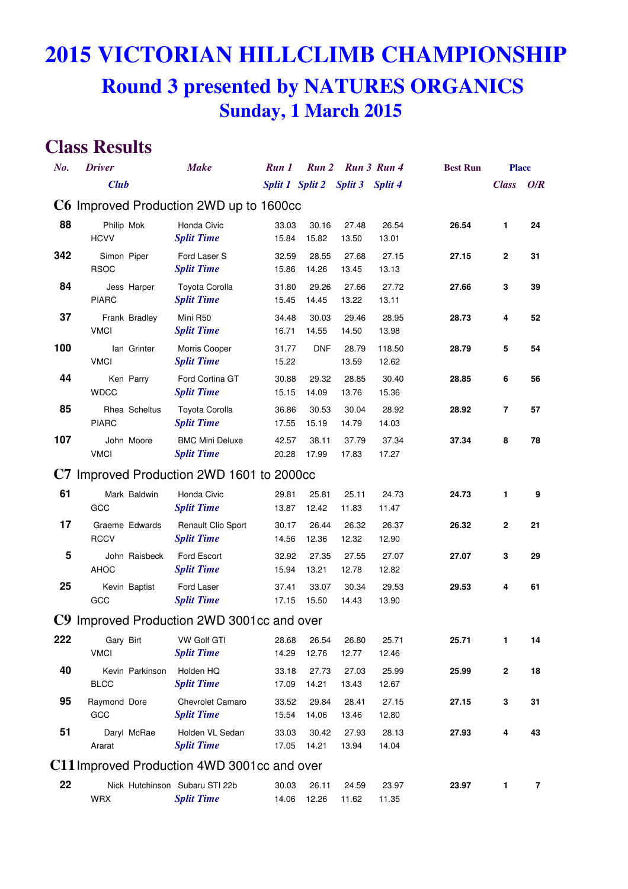# 2015 VICTORIAN HILLCLIMB CHAMPIONSHIP

## Round 3 presented by NATURES ORGANICS

### Sunday, 1 March 2015

## Class Results

| No. | Driver / Club | Make | Run 1 / Split 1 | Run 2 / Split 2 | Run 3 / Split 3 | Run 4 / Split 4 | Best Run | Place Class | Place O/R |
|---|---|---|---|---|---|---|---|---|---|
| **C6** Improved Production 2WD up to 1600cc | | | | | | | | | |
| 88 | Philip Mok | Honda Civic | 33.03 | 30.16 | 27.48 | 26.54 | 26.54 | 1 | 24 |
| | HCVV | *Split Time* | 15.84 | 15.82 | 13.50 | 13.01 | | | |
| 342 | Simon Piper | Ford Laser S | 32.59 | 28.55 | 27.68 | 27.15 | 27.15 | 2 | 31 |
| | RSOC | *Split Time* | 15.86 | 14.26 | 13.45 | 13.13 | | | |
| 84 | Jess Harper | Toyota Corolla | 31.80 | 29.26 | 27.66 | 27.72 | 27.66 | 3 | 39 |
| | PIARC | *Split Time* | 15.45 | 14.45 | 13.22 | 13.11 | | | |
| 37 | Frank Bradley | Mini R50 | 34.48 | 30.03 | 29.46 | 28.95 | 28.73 | 4 | 52 |
| | VMCI | *Split Time* | 16.71 | 14.55 | 14.50 | 13.98 | | | |
| 100 | Ian Grinter | Morris Cooper | 31.77 | DNF | 28.79 | 118.50 | 28.79 | 5 | 54 |
| | VMCI | *Split Time* | 15.22 | | 13.59 | 12.62 | | | |
| 44 | Ken Parry | Ford Cortina GT | 30.88 | 29.32 | 28.85 | 30.40 | 28.85 | 6 | 56 |
| | WDCC | *Split Time* | 15.15 | 14.09 | 13.76 | 15.36 | | | |
| 85 | Rhea Scheltus | Toyota Corolla | 36.86 | 30.53 | 30.04 | 28.92 | 28.92 | 7 | 57 |
| | PIARC | *Split Time* | 17.55 | 15.19 | 14.79 | 14.03 | | | |
| 107 | John Moore | BMC Mini Deluxe | 42.57 | 38.11 | 37.79 | 37.34 | 37.34 | 8 | 78 |
| | VMCI | *Split Time* | 20.28 | 17.99 | 17.83 | 17.27 | | | |
| **C7** Improved Production 2WD 1601 to 2000cc | | | | | | | | | |
| 61 | Mark Baldwin | Honda Civic | 29.81 | 25.81 | 25.11 | 24.73 | 24.73 | 1 | 9 |
| | GCC | *Split Time* | 13.87 | 12.42 | 11.83 | 11.47 | | | |
| 17 | Graeme Edwards | Renault Clio Sport | 30.17 | 26.44 | 26.32 | 26.37 | 26.32 | 2 | 21 |
| | RCCV | *Split Time* | 14.56 | 12.36 | 12.32 | 12.90 | | | |
| 5 | John Raisbeck | Ford Escort | 32.92 | 27.35 | 27.55 | 27.07 | 27.07 | 3 | 29 |
| | AHOC | *Split Time* | 15.94 | 13.21 | 12.78 | 12.82 | | | |
| 25 | Kevin Baptist | Ford Laser | 37.41 | 33.07 | 30.34 | 29.53 | 29.53 | 4 | 61 |
| | GCC | *Split Time* | 17.15 | 15.50 | 14.43 | 13.90 | | | |
| **C9** Improved Production 2WD 3001cc and over | | | | | | | | | |
| 222 | Gary Birt | VW Golf GTI | 28.68 | 26.54 | 26.80 | 25.71 | 25.71 | 1 | 14 |
| | VMCI | *Split Time* | 14.29 | 12.76 | 12.77 | 12.46 | | | |
| 40 | Kevin Parkinson | Holden HQ | 33.18 | 27.73 | 27.03 | 25.99 | 25.99 | 2 | 18 |
| | BLCC | *Split Time* | 17.09 | 14.21 | 13.43 | 12.67 | | | |
| 95 | Raymond Dore | Chevrolet Camaro | 33.52 | 29.84 | 28.41 | 27.15 | 27.15 | 3 | 31 |
| | GCC | *Split Time* | 15.54 | 14.06 | 13.46 | 12.80 | | | |
| 51 | Daryl McRae | Holden VL Sedan | 33.03 | 30.42 | 27.93 | 28.13 | 27.93 | 4 | 43 |
| | Ararat | *Split Time* | 17.05 | 14.21 | 13.94 | 14.04 | | | |
| **C11** Improved Production 4WD 3001cc and over | | | | | | | | | |
| 22 | Nick Hutchinson | Subaru STI 22b | 30.03 | 26.11 | 24.59 | 23.97 | 23.97 | 1 | 7 |
| | WRX | *Split Time* | 14.06 | 12.26 | 11.62 | 11.35 | | | |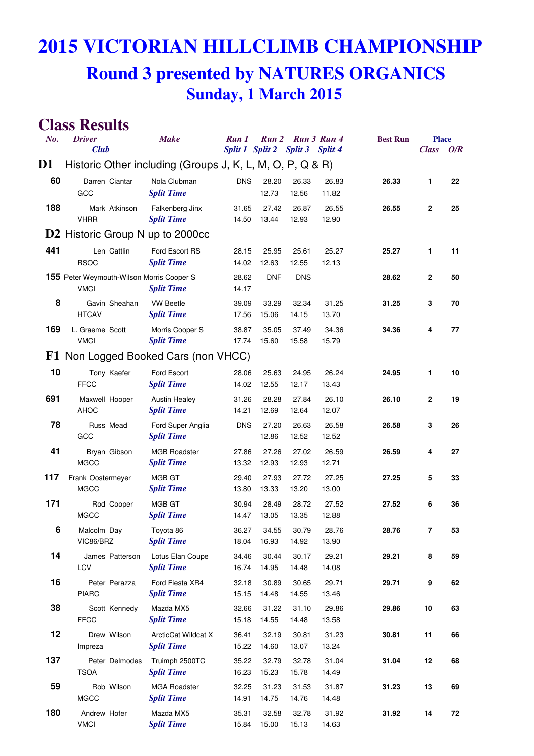# 2015 VICTORIAN HILLCLIMB CHAMPIONSHIP

## Round 3 presented by NATURES ORGANICS

## Sunday, 1 March 2015

## Class Results

| No. | Driver / Club | Make | Run 1 / Split 1 | Run 2 / Split 2 | Run 3 / Split 3 | Run 4 / Split 4 | Best Run | Place Class | Place O/R |
|---|---|---|---|---|---|---|---|---|---|
| **D1** | **Historic Other including (Groups J, K, L, M, O, P, Q & R)** | | | | | | | | |
| 60 | Darren Ciantar | Nola Clubman | DNS | 28.20 | 26.33 | 26.83 | 26.33 | 1 | 22 |
| | GCC | *Split Time* | | 12.73 | 12.56 | 11.82 | | | |
| 188 | Mark Atkinson | Falkenberg Jinx | 31.65 | 27.42 | 26.87 | 26.55 | 26.55 | 2 | 25 |
| | VHRR | *Split Time* | 14.50 | 13.44 | 12.93 | 12.90 | | | |
| **D2** | **Historic Group N up to 2000cc** | | | | | | | | |
| 441 | Len Cattlin | Ford Escort RS | 28.15 | 25.95 | 25.61 | 25.27 | 25.27 | 1 | 11 |
| | RSOC | *Split Time* | 14.02 | 12.63 | 12.55 | 12.13 | | | |
| 155 | Peter Weymouth-Wilson | Morris Cooper S | 28.62 | DNF | DNS | | 28.62 | 2 | 50 |
| | VMCI | *Split Time* | 14.17 | | | | | | |
| 8 | Gavin Sheahan | VW Beetle | 39.09 | 33.29 | 32.34 | 31.25 | 31.25 | 3 | 70 |
| | HTCAV | *Split Time* | 17.56 | 15.06 | 14.15 | 13.70 | | | |
| 169 | L. Graeme Scott | Morris Cooper S | 38.87 | 35.05 | 37.49 | 34.36 | 34.36 | 4 | 77 |
| | VMCI | *Split Time* | 17.74 | 15.60 | 15.58 | 15.79 | | | |
| **F1** | **Non Logged Booked Cars (non VHCC)** | | | | | | | | |
| 10 | Tony Kaefer | Ford Escort | 28.06 | 25.63 | 24.95 | 26.24 | 24.95 | 1 | 10 |
| | FFCC | *Split Time* | 14.02 | 12.55 | 12.17 | 13.43 | | | |
| 691 | Maxwell Hooper | Austin Healey | 31.26 | 28.28 | 27.84 | 26.10 | 26.10 | 2 | 19 |
| | AHOC | *Split Time* | 14.21 | 12.69 | 12.64 | 12.07 | | | |
| 78 | Russ Mead | Ford Super Anglia | DNS | 27.20 | 26.63 | 26.58 | 26.58 | 3 | 26 |
| | GCC | *Split Time* | | 12.86 | 12.52 | 12.52 | | | |
| 41 | Bryan Gibson | MGB Roadster | 27.86 | 27.26 | 27.02 | 26.59 | 26.59 | 4 | 27 |
| | MGCC | *Split Time* | 13.32 | 12.93 | 12.93 | 12.71 | | | |
| 117 | Frank Oostermeyer | MGB GT | 29.40 | 27.93 | 27.72 | 27.25 | 27.25 | 5 | 33 |
| | MGCC | *Split Time* | 13.80 | 13.33 | 13.20 | 13.00 | | | |
| 171 | Rod Cooper | MGB GT | 30.94 | 28.49 | 28.72 | 27.52 | 27.52 | 6 | 36 |
| | MGCC | *Split Time* | 14.47 | 13.05 | 13.35 | 12.88 | | | |
| 6 | Malcolm Day | Toyota 86 | 36.27 | 34.55 | 30.79 | 28.76 | 28.76 | 7 | 53 |
| | VIC86/BRZ | *Split Time* | 18.04 | 16.93 | 14.92 | 13.90 | | | |
| 14 | James Patterson | Lotus Elan Coupe | 34.46 | 30.44 | 30.17 | 29.21 | 29.21 | 8 | 59 |
| | LCV | *Split Time* | 16.74 | 14.95 | 14.48 | 14.08 | | | |
| 16 | Peter Perazza | Ford Fiesta XR4 | 32.18 | 30.89 | 30.65 | 29.71 | 29.71 | 9 | 62 |
| | PIARC | *Split Time* | 15.15 | 14.48 | 14.55 | 13.46 | | | |
| 38 | Scott Kennedy | Mazda MX5 | 32.66 | 31.22 | 31.10 | 29.86 | 29.86 | 10 | 63 |
| | FFCC | *Split Time* | 15.18 | 14.55 | 14.48 | 13.58 | | | |
| 12 | Drew Wilson | ArcticCat Wildcat X | 36.41 | 32.19 | 30.81 | 31.23 | 30.81 | 11 | 66 |
| | Impreza | *Split Time* | 15.22 | 14.60 | 13.07 | 13.24 | | | |
| 137 | Peter Delmodes | Truimph 2500TC | 35.22 | 32.79 | 32.78 | 31.04 | 31.04 | 12 | 68 |
| | TSOA | *Split Time* | 16.23 | 15.23 | 15.78 | 14.49 | | | |
| 59 | Rob Wilson | MGA Roadster | 32.25 | 31.23 | 31.53 | 31.87 | 31.23 | 13 | 69 |
| | MGCC | *Split Time* | 14.91 | 14.75 | 14.76 | 14.48 | | | |
| 180 | Andrew Hofer | Mazda MX5 | 35.31 | 32.58 | 32.78 | 31.92 | 31.92 | 14 | 72 |
| | VMCI | *Split Time* | 15.84 | 15.00 | 15.13 | 14.63 | | | |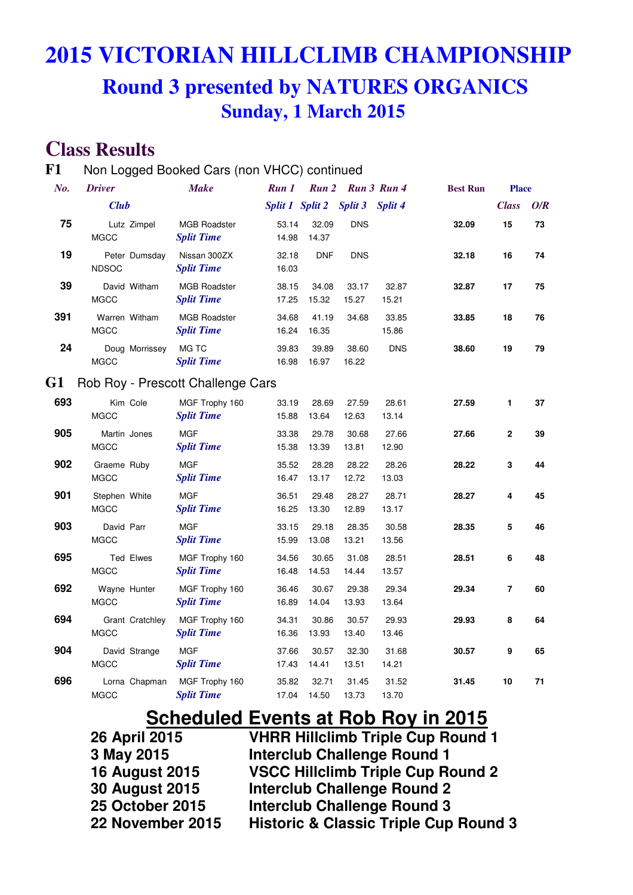# 2015 VICTORIAN HILLCLIMB CHAMPIONSHIP

## Round 3 presented by NATURES ORGANICS

### Sunday, 1 March 2015

## Class Results

**F1** Non Logged Booked Cars (non VHCC) continued

| No. | Driver / Club | Make | Run 1 / Split 1 | Run 2 / Split 2 | Run 3 / Split 3 | Run 4 / Split 4 | Best Run | Place Class | Place O/R |
|---|---|---|---|---|---|---|---|---|---|
| 75 | Lutz Zimpel | MGB Roadster | 53.14 | 32.09 | DNS | | 32.09 | 15 | 73 |
| | MGCC | *Split Time* | 14.98 | 14.37 | | | | | |
| 19 | Peter Dumsday | Nissan 300ZX | 32.18 | DNF | DNS | | 32.18 | 16 | 74 |
| | NDSOC | *Split Time* | 16.03 | | | | | | |
| 39 | David Witham | MGB Roadster | 38.15 | 34.08 | 33.17 | 32.87 | 32.87 | 17 | 75 |
| | MGCC | *Split Time* | 17.25 | 15.32 | 15.27 | 15.21 | | | |
| 391 | Warren Witham | MGB Roadster | 34.68 | 41.19 | 34.68 | 33.85 | 33.85 | 18 | 76 |
| | MGCC | *Split Time* | 16.24 | 16.35 | | 15.86 | | | |
| 24 | Doug Morrissey | MG TC | 39.83 | 39.89 | 38.60 | DNS | 38.60 | 19 | 79 |
| | MGCC | *Split Time* | 16.98 | 16.97 | 16.22 | | | | |

**G1** Rob Roy - Prescott Challenge Cars

| No. | Driver / Club | Make | Run 1 / Split 1 | Run 2 / Split 2 | Run 3 / Split 3 | Run 4 / Split 4 | Best Run | Place Class | Place O/R |
|---|---|---|---|---|---|---|---|---|---|
| 693 | Kim Cole | MGF Trophy 160 | 33.19 | 28.69 | 27.59 | 28.61 | 27.59 | 1 | 37 |
| | MGCC | *Split Time* | 15.88 | 13.64 | 12.63 | 13.14 | | | |
| 905 | Martin Jones | MGF | 33.38 | 29.78 | 30.68 | 27.66 | 27.66 | 2 | 39 |
| | MGCC | *Split Time* | 15.38 | 13.39 | 13.81 | 12.90 | | | |
| 902 | Graeme Ruby | MGF | 35.52 | 28.28 | 28.22 | 28.26 | 28.22 | 3 | 44 |
| | MGCC | *Split Time* | 16.47 | 13.17 | 12.72 | 13.03 | | | |
| 901 | Stephen White | MGF | 36.51 | 29.48 | 28.27 | 28.71 | 28.27 | 4 | 45 |
| | MGCC | *Split Time* | 16.25 | 13.30 | 12.89 | 13.17 | | | |
| 903 | David Parr | MGF | 33.15 | 29.18 | 28.35 | 30.58 | 28.35 | 5 | 46 |
| | MGCC | *Split Time* | 15.99 | 13.08 | 13.21 | 13.56 | | | |
| 695 | Ted Elwes | MGF Trophy 160 | 34.56 | 30.65 | 31.08 | 28.51 | 28.51 | 6 | 48 |
| | MGCC | *Split Time* | 16.48 | 14.53 | 14.44 | 13.57 | | | |
| 692 | Wayne Hunter | MGF Trophy 160 | 36.46 | 30.67 | 29.38 | 29.34 | 29.34 | 7 | 60 |
| | MGCC | *Split Time* | 16.89 | 14.04 | 13.93 | 13.64 | | | |
| 694 | Grant Cratchley | MGF Trophy 160 | 34.31 | 30.86 | 30.57 | 29.93 | 29.93 | 8 | 64 |
| | MGCC | *Split Time* | 16.36 | 13.93 | 13.40 | 13.46 | | | |
| 904 | David Strange | MGF | 37.66 | 30.57 | 32.30 | 31.68 | 30.57 | 9 | 65 |
| | MGCC | *Split Time* | 17.43 | 14.41 | 13.51 | 14.21 | | | |
| 696 | Lorna Chapman | MGF Trophy 160 | 35.82 | 32.71 | 31.45 | 31.52 | 31.45 | 10 | 71 |
| | MGCC | *Split Time* | 17.04 | 14.50 | 13.73 | 13.70 | | | |

## Scheduled Events at Rob Roy in 2015

| | |
|---|---|
| **26 April 2015** | **VHRR Hillclimb Triple Cup Round 1** |
| **3 May 2015** | **Interclub Challenge Round 1** |
| **16 August 2015** | **VSCC Hillclimb Triple Cup Round 2** |
| **30 August 2015** | **Interclub Challenge Round 2** |
| **25 October 2015** | **Interclub Challenge Round 3** |
| **22 November 2015** | **Historic & Classic Triple Cup Round 3** |